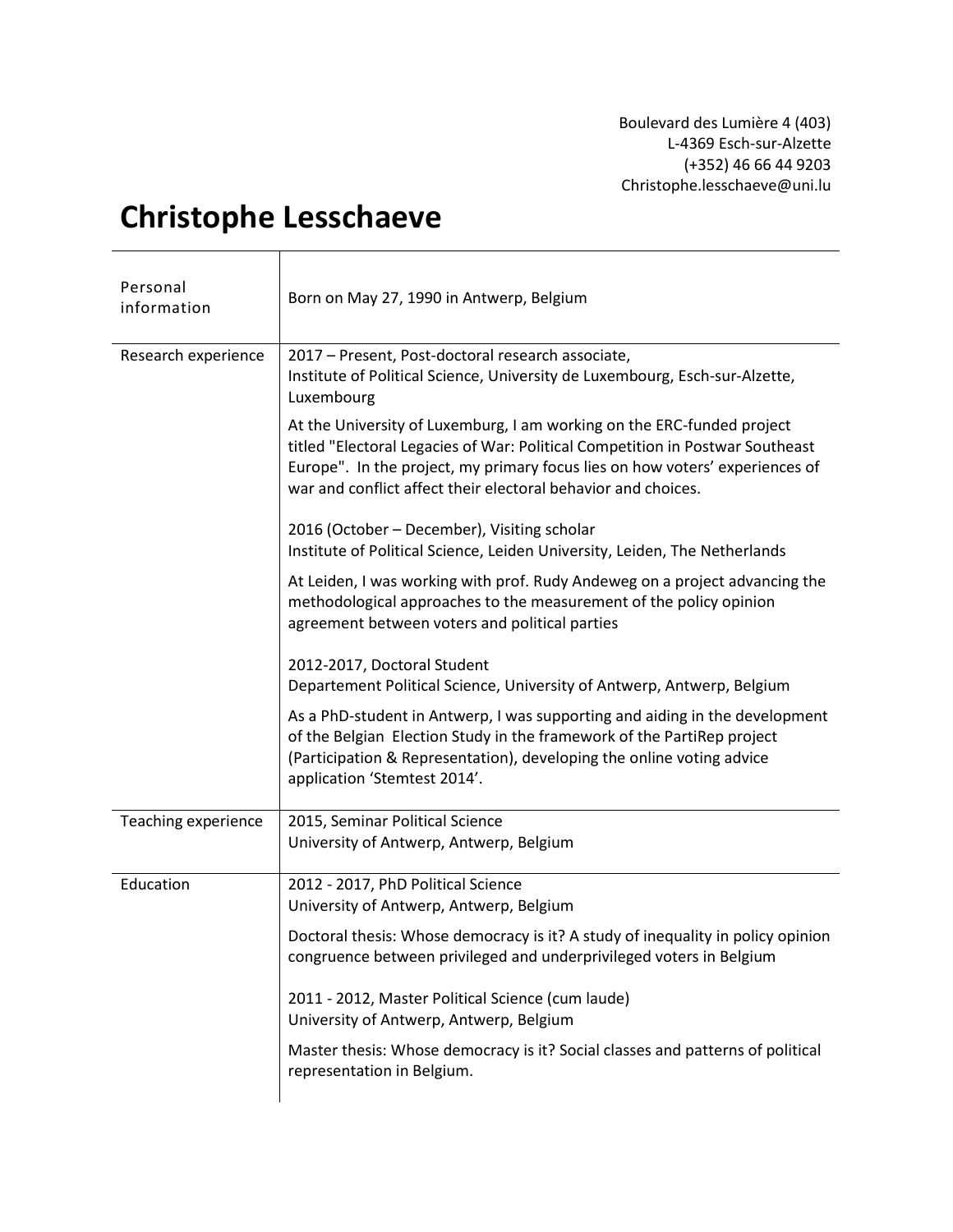Boulevard des Lumière 4 (403)
L-4369 Esch-sur-Alzette
(+352) 46 66 44 9203
Christophe.lesschaeve@uni.lu

# Christophe Lesschaeve

| | |
|---|---|
| Personal information | Born on May 27, 1990 in Antwerp, Belgium |
| Research experience | 2017 – Present, Post-doctoral research associate,<br>Institute of Political Science, University de Luxembourg, Esch-sur-Alzette, Luxembourg<br><br>At the University of Luxemburg, I am working on the ERC-funded project titled "Electoral Legacies of War: Political Competition in Postwar Southeast Europe". In the project, my primary focus lies on how voters' experiences of war and conflict affect their electoral behavior and choices.<br><br>2016 (October – December), Visiting scholar<br>Institute of Political Science, Leiden University, Leiden, The Netherlands<br><br>At Leiden, I was working with prof. Rudy Andeweg on a project advancing the methodological approaches to the measurement of the policy opinion agreement between voters and political parties<br><br>2012-2017, Doctoral Student<br>Departement Political Science, University of Antwerp, Antwerp, Belgium<br><br>As a PhD-student in Antwerp, I was supporting and aiding in the development of the Belgian Election Study in the framework of the PartiRep project (Participation & Representation), developing the online voting advice application 'Stemtest 2014'. |
| Teaching experience | 2015, Seminar Political Science<br>University of Antwerp, Antwerp, Belgium |
| Education | 2012 - 2017, PhD Political Science<br>University of Antwerp, Antwerp, Belgium<br><br>Doctoral thesis: Whose democracy is it? A study of inequality in policy opinion congruence between privileged and underprivileged voters in Belgium<br><br>2011 - 2012, Master Political Science (cum laude)<br>University of Antwerp, Antwerp, Belgium<br><br>Master thesis: Whose democracy is it? Social classes and patterns of political representation in Belgium. |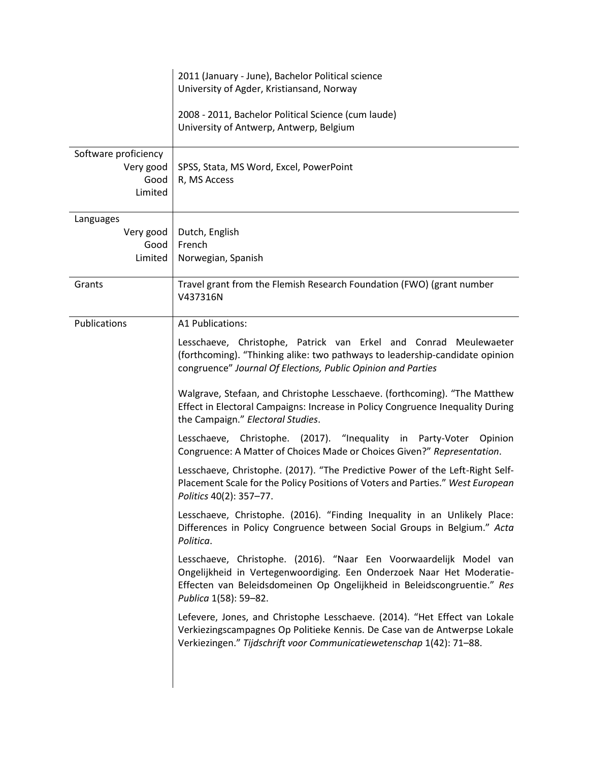| | |
|---|---|
| | 2011 (January - June), Bachelor Political science<br>University of Agder, Kristiansand, Norway<br><br>2008 - 2011, Bachelor Political Science (cum laude)<br>University of Antwerp, Antwerp, Belgium |
| Software proficiency | |
| Very good | SPSS, Stata, MS Word, Excel, PowerPoint |
| Good | R, MS Access |
| Limited | |
| Languages | |
| Very good | Dutch, English |
| Good | French |
| Limited | Norwegian, Spanish |
| Grants | Travel grant from the Flemish Research Foundation (FWO) (grant number V437316N |
| Publications | A1 Publications: |

Lesschaeve, Christophe, Patrick van Erkel and Conrad Meulewaeter (forthcoming). "Thinking alike: two pathways to leadership-candidate opinion congruence" *Journal Of Elections, Public Opinion and Parties*

Walgrave, Stefaan, and Christophe Lesschaeve. (forthcoming). "The Matthew Effect in Electoral Campaigns: Increase in Policy Congruence Inequality During the Campaign." *Electoral Studies*.

Lesschaeve, Christophe. (2017). "Inequality in Party-Voter Opinion Congruence: A Matter of Choices Made or Choices Given?" *Representation*.

Lesschaeve, Christophe. (2017). "The Predictive Power of the Left-Right Self-Placement Scale for the Policy Positions of Voters and Parties." *West European Politics* 40(2): 357–77.

Lesschaeve, Christophe. (2016). "Finding Inequality in an Unlikely Place: Differences in Policy Congruence between Social Groups in Belgium." *Acta Politica*.

Lesschaeve, Christophe. (2016). "Naar Een Voorwaardelijk Model van Ongelijkheid in Vertegenwoordiging. Een Onderzoek Naar Het Moderatie-Effecten van Beleidsdomeinen Op Ongelijkheid in Beleidscongruentie." *Res Publica* 1(58): 59–82.

Lefevere, Jones, and Christophe Lesschaeve. (2014). "Het Effect van Lokale Verkiezingscampagnes Op Politieke Kennis. De Case van de Antwerpse Lokale Verkiezingen." *Tijdschrift voor Communicatiewetenschap* 1(42): 71–88.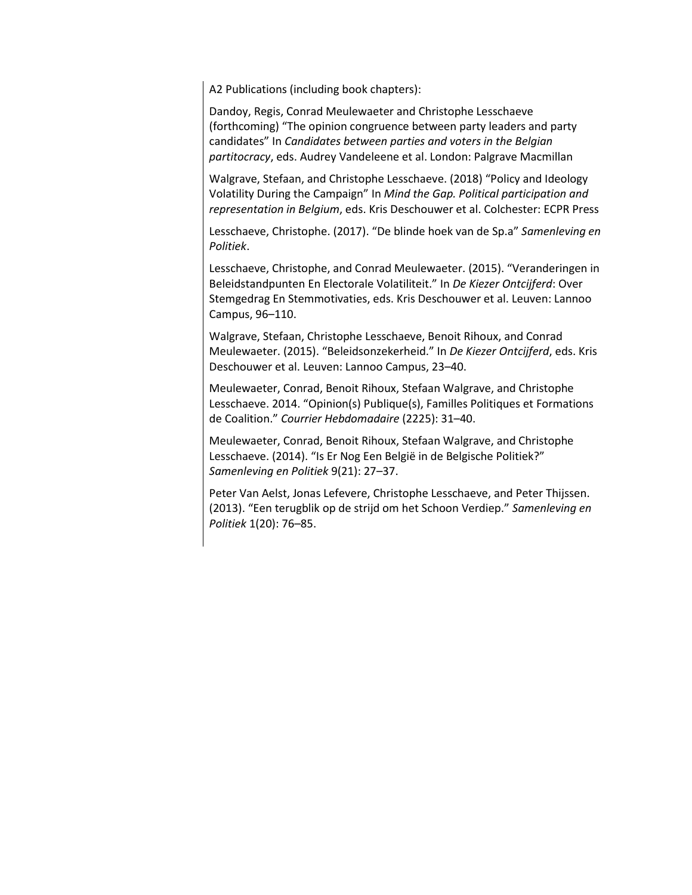A2 Publications (including book chapters):

Dandoy, Regis, Conrad Meulewaeter and Christophe Lesschaeve (forthcoming) “The opinion congruence between party leaders and party candidates” In *Candidates between parties and voters in the Belgian partitocracy*, eds. Audrey Vandeleene et al. London: Palgrave Macmillan

Walgrave, Stefaan, and Christophe Lesschaeve. (2018) “Policy and Ideology Volatility During the Campaign” In *Mind the Gap. Political participation and representation in Belgium*, eds. Kris Deschouwer et al. Colchester: ECPR Press

Lesschaeve, Christophe. (2017). “De blinde hoek van de Sp.a” *Samenleving en Politiek*.

Lesschaeve, Christophe, and Conrad Meulewaeter. (2015). “Veranderingen in Beleidstandpunten En Electorale Volatiliteit.” In *De Kiezer Ontcijferd*: Over Stemgedrag En Stemmotivaties, eds. Kris Deschouwer et al. Leuven: Lannoo Campus, 96–110.

Walgrave, Stefaan, Christophe Lesschaeve, Benoit Rihoux, and Conrad Meulewaeter. (2015). “Beleidsonzekerheid.” In *De Kiezer Ontcijferd*, eds. Kris Deschouwer et al. Leuven: Lannoo Campus, 23–40.

Meulewaeter, Conrad, Benoit Rihoux, Stefaan Walgrave, and Christophe Lesschaeve. 2014. “Opinion(s) Publique(s), Familles Politiques et Formations de Coalition.” *Courrier Hebdomadaire* (2225): 31–40.

Meulewaeter, Conrad, Benoit Rihoux, Stefaan Walgrave, and Christophe Lesschaeve. (2014). “Is Er Nog Een België in de Belgische Politiek?” *Samenleving en Politiek* 9(21): 27–37.

Peter Van Aelst, Jonas Lefevere, Christophe Lesschaeve, and Peter Thijssen. (2013). “Een terugblik op de strijd om het Schoon Verdiep.” *Samenleving en Politiek* 1(20): 76–85.